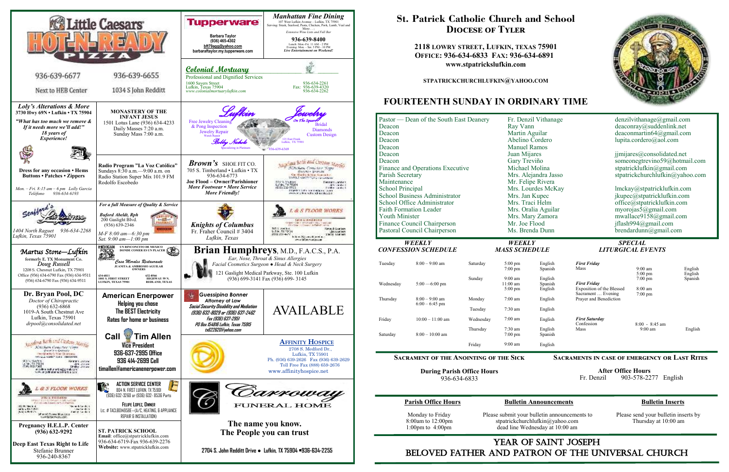# St. Patrick Catholic Church and School
## Diocese of Tyler

**2118 Lowry Street, Lufkin, Texas 75901**
**Office: 936-634-6833 Fax: 936-634-6891**
**www.stpatrickslufkin.com**

**STPATRICKCHURCHLUFKIN@YAHOO.COM**

## FOURTEENTH SUNDAY IN ORDINARY TIME

| | | |
|---|---|---|
| Pastor — Dean of the South East Deanery | Fr. Denzil Vithanage | denzilvithanage@gmail.com |
| Deacon | Ray Vann | deaconray@suddenlink.net |
| Deacon | Martin Aguilar | deaconmartin64@gmail.com |
| Deacon | Abelino Cordero | lupita.cordero@aol.com |
| Deacon | Manuel Ramos | |
| Deacon | Juan Mijares | jmijares@consolidated.net |
| Deacon | Gary Treviño | someonegtrevino59@hotmail.com |
| Finance and Operations Executive | Michael Molina | stpatricklufkin@gmail.com |
| Parish Secretary | Mrs. Alejandra Jasso | stpatrickchurchlufkin@yahoo.com |
| Maintenance | Mr. Felipe Rivera | |
| School Principal | Mrs. Lourdes McKay | lmckay@stpatricklufkin.com |
| School Business Administrator | Mrs. Jan Kupec | jkupec@stpatricklufkin.com |
| School Office Administrator | Mrs. Traci Helm | office@stpatricklufkin.com |
| Faith Formation Leader | Mrs. Oralia Aguilar | myorojas5@gmail.com |
| Youth Minister | Mrs. Mary Zamora | mwallace9158@gmail.com |
| Finance Council Chairperson | Mr. Joe Flood | jflash994@gmail.com |
| Pastoral Council Chairperson | Ms. Brenda Dunn | brendardunn@gmail.com |

### Weekly Confession Schedule

| Day | Time |
|---|---|
| Tuesday | 8:00 – 9:00 am |
| Wednesday | 5:00 —6:00 pm |
| Thursday | 8:00 – 9:00 am<br>6:00 – 6:45 pm |
| Friday | 10:00 – 11:00 am |
| Saturday | 8:00 – 10:00 am |

### Weekly Mass Schedule

| Day | Time | Language |
|---|---|---|
| Saturday | 5:00 pm | English |
| | 7:00 pm | Spanish |
| Sunday | 9:00 am | English |
| | 11:00 am | Spanish |
| | 5:00 pm | English |
| Monday | 7:00 am | English |
| Tuesday | 7:30 am | English |
| Wednesday | 7:00 am | English |
| Thursday | 7:30 am | English |
| | 7:00 pm | Spanish |
| Friday | 9:00 am | English |

### Special Liturgical Events

| Event | Time | Language |
|---|---|---|
| *First Friday* Mass | 9:00 am | English |
| | 5:00 pm | English |
| | 7:00 pm | Spanish |
| *First Friday* Exposition of the Blessed Sacrament … Evening | 8:00 am<br>7:00 pm | |
| Prayer and Benediction | | |
| *First Saturday* Confession | 8:00 - 8:45 am | |
| Mass | 9:00 am | English |

**Sacrament of the Anointing of the Sick**

**During Parish Office Hours**
936-634-6833

**Sacraments in case of emergency or Last Rites**

**After Office Hours**
Fr. Denzil 903-578-2277 English

**Parish Office Hours**

Monday to Friday
8:00am to 12:00pm
1:00pm to 4:00pm

**Bulletin Announcements**

Please submit your bulletin announcements to stpatrickchurchlufkin@yahoo.com dead line Wednesday at 10:00 am

**Bulletin Inserts**

Please send your bulletin inserts by Thursday at 10:00 am

## YEAR OF SAINT JOSEPH
## BELOVED FATHER AND PATRON OF THE UNIVERSAL CHURCH

---

**Little Caesars HOT-N-READY PIZZA**
936-639-6677 — Next to HEB Center
936-639-6655 — 1034 S John Redditt

**Tupperware**
Barbara Taylor
(936) 465-4302
bft79aga@yahoo.com
barbaraftaylor.my.tupperware.com

***Manhattan Fine Dining***
107 West Lufkin Avenue – Lufkin, TX 75901
Serving: Steak, Seafood, Pasta, Chicken, Pork, Lamb, Veal and More . . .
*Extensive Wine Lists and Full Bar*
**936-639-8400**
Lunch: Mon.-Fri. 11 AM – 2 PM
Evening: Mon. – Sat. 5 PM – 10 PM
*Live Entertainment on Weekend!*

**Colonial Mortuary**
Professional and Dignified Services
1600 Sayers Street
Lufkin, Texas 75904
www.colonialmortuarylufkin.com
936-634-2261
Fax: 936-639-4320
936-634-2262

***Loly's Alterations & More***
3730 Hwy 69N • Lufkin • TX 75904
*"What has too much we remove & If it needs more we'll add!"*
*18 years of Experience!*
Dress for any occasion • Hems Buttons • Zippers
*Mon. – Fri. 8:15 am – 6 pm Lolly Garcia*
*Teléfono 936-634-6193*

**MONASTERY OF THE INFANT JESUS**
1501 Lotus Lane (936) 634-4233
Daily Masses 7:20 a.m.
Sunday Mass 7:00 a.m.

**Radio Program "La Voz Católica"**
Sundays 8:30 a.m.—9:00 a.m. on Radio Station Super Mix 101.9 FM
Rodolfo Escobedo

**Lufkin Jewelry** — On The Square
Free Jewelry Cleaning & Pong Inspection
Jewelry Repair
Watch Repair
Bridal
Diamonds
Custom Design
Bobby Nichols
Specializing in Platinum
121 East Frank, Lufkin, TX 75901
936-639-6369

***Brown's*** SHOE FIT CO.
705 S. Timberland • Lufkin • TX
936-634-6773
**Joe Flood – Owner/Parishioner**
***More Footwear • More Service More Friendly!***

**Angelina Bath and Custom Marble**

**Stafford's Pharmacy**
1404 North Raguet 936-634-2268
Lufkin, Texas 75901

***For a full Measure of Quality & Service***
***Buford Abeldt, Rph***
200 Gaslight Blvd.
(936) 639-2346
*M-F 8:00 am—6:30 pm*
*Sat. 9:00 am—1:00 pm*

***Knights of Columbus***
Fr. Fraher Council # 3404
*Lufkin, Texas*

**L & S FLOOR WORKS**

***Martus Stone—Lufkin***
formerly E. TX Monument Co.
*Doug Russell*
1208 S. Chestnut Lufkin, TX 75901
Office (936) 634-6790 Fax (936) 634-9511
(936) 634-6790 Fax (936) 634-9511

**UN RINCONCITO DE MEXICO DONDE COMER ES UN PLACER**
*Casa Morales Restaurante*
**JUANITA & AMBROSIO AGUILAR OWNERS**
634-6811 — 1001 S. FIRST STREET, LUFKIN, TEXAS 75901
632-8566 — HIGHWAY 59 N, REDLAND, TEXAS

**Brian Humphreys, M.D., F.A.C.S., P.A.**
*Ear, Nose, Throat & Sinus Allergies*
*Facial Cosmetics Surgeon • Head & Neck Surgery*
121 Gaslight Medical Parkway, Ste. 100 Lufkin
(936) 699-3141 Fax (936) 699- 3145

**Dr. Bryan Pool, DC**
*Doctor of Chiropractic*
(936) 632-6868
1019-A South Chestnut Ave
Lufkin, Texas 75901
*drpool@consolidated.net*

**American Enerpower**
Helping you chose
The BEST Electricity
Rates for home or business

***Guessipina Bonner***
***Attorney at Law***
***Social Security Disability and Mediation***
***(936) 632-8029 or (936) 637-2462***
***Fax (936) 637-2951***
***PO Box 154816 Lufkin, Texas 75915***
***tx622620@yahoo.com***

**AVAILABLE**

**Angelina Bath and Custom Marble**

**Call Tim Allen**
**Vice President**
**936-637-2995 Office**
**936 414-2699 Cell**
**timallen@americanenerpower.com**

**AFFINITY HOSPICE**
2708 S. Medford Dr.,
Lufkin, TX 75901
Ph. (936) 639-2626 Fax (936) 639-2629
Toll Free Fax (888) 659-2676
www.affinityhospice.net

**L & S FLOOR WORKS**

**ACTION SERVICE CENTER**
804 N. FIRST LUFKIN, TX 75901
(936) 632-3260 or (936) 632- 8536 Parts
**FELIPE LOPEZ, OWNER**
Lic. # TACLB014958E—(A/C, HEATING, & APPLIANCE REPAIR & INSTALLATION)

**Carroway FUNERAL HOME**
**The name you know.**
**The People you can trust**
**2704 S. John Redditt Drive • Lufkin, TX 75904 •936-634-2255**

**Pregnancy H.E.L.P. Center**
**(936) 632-9292**

**Deep East Texas Right to Life**
Stefanie Brunner
936-240-8367

**ST. PATRICK SCHOOL**
**Email**: office@stpatricklufkin.com
936-634-6719-Fax 936-639-2276
**Website:** www.stpatricklufkin.com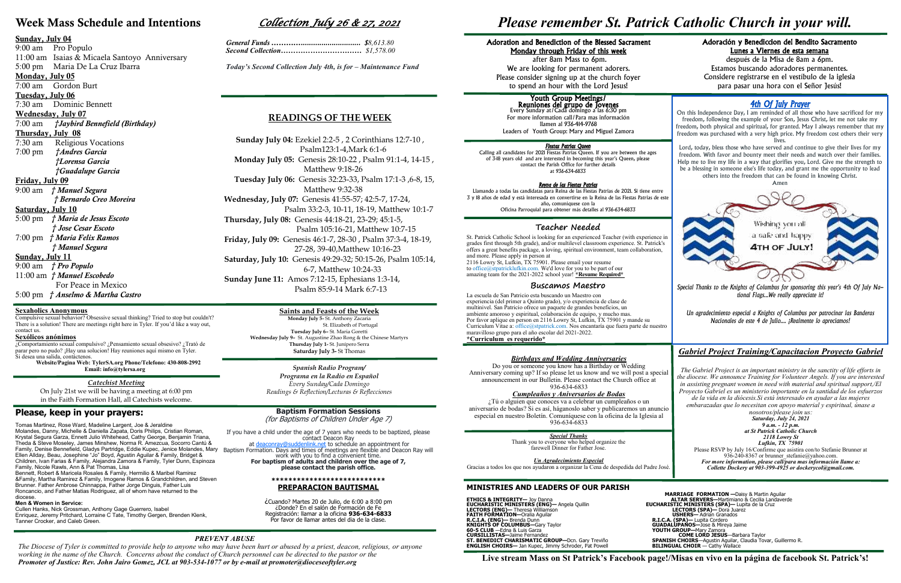# Week Mass Schedule and Intentions

**Sunday, July 04**
9:00 am Pro Populo
11:00 am Isaias & Micaela Santoyo Anniversary
5:00 pm Maria De La Cruz Ibarra

**Monday, July 05**
7:00 am Gordon Burt

**Tuesday, July 06**
7:30 am Dominic Bennett

**Wednesday, July 07**
7:00 am *†Jaybird Bennefield (Birthday)*

**Thursday, July 08**
7:30 am Religious Vocations
7:00 pm *†Andres Garcia*
*†Lorensa Garcia*
*†Guadalupe Garcia*

**Friday, July 09**
9:00 am *† Manuel Segura*
*† Bernardo Creo Moreira*

**Saturday, July 10**
5:00 pm *† Maria de Jesus Escoto*
*† Jose Cesar Escoto*
7:00 pm *† Maria Felix Ramos*
*† Manuel Segura*

**Sunday, July 11**
9:00 am *† Pro Populo*
11:00 am *† Manuel Escobedo*
For Peace in Mexico
5:00 pm *† Anselmo & Martha Castro*

**Sexaholics Anonymous**

Compulsive sexual behavior? Obsessive sexual thinking? Tried to stop but couldn't? There is a solution! There are meetings right here in Tyler. If you'd like a way out, contact us.

**Sexólicos anónimos**

¿Comportamiento sexual compulsivo? ¿Pensamiento sexual obsesivo? ¿Trató de parar pero no pudo? ¡Hay una solucion! Hay reuniones aquí mismo en Tyler. Si desea una salida, contáctenos.

**Website/Pagina Web: TylerSA.org Phone/Telefono: 430-808-2992**
**Email: info@tylersa.org**

*Catechist Meeting*

On July 21st we will be having a meeting at 6:00 pm in the Faith Formation Hall, all Catechists welcome.

## Please, keep in your prayers:

Tomas Martinez, Rose Ward, Madeline Largent, Joe & Jeraldine Molandes, Danny, Michelle & Daniella Zapata, Doris Philips, Cristian Roman, Krystal Segura Garza, Ennett Julio Whitehead, Cathy George, Benjamin Triana, Theda & Steve Moseley, James Minshew, Norma R. Amezcua, Socorro Cantú & Family, Denise Bennefield, Gladys Partridge, Eddie Kupec, Jenice Molandes, Mary Ellen Allday, Beau, Josephine "Jo" Boyd, Agustin Aguilar & Family, Bridget & Children, Ivan Farias & Family, Alejandra Zamora & Family, Tyler Dunn, Espinoza Family, Nicole Rawls, Ann & Pat Thomas, Lisa Bennett, Robert & Maricela Rosales & Family, Hermilio & Maribel Ramirez &Family, Martha Ramirez & Family, Imogene Ramos & Grandchildren, and Steven Brunner. Father Ambrose Chinnappa, Father Jorge Dinguis, Father Luis Roncancio, and Father Matias Rodriguez, all of whom have returned to the diocese.

**Men & Women in Service:**
Cullen Hanks, Nick Grossman, Anthony Gage Guerrero, Isabel Enriquez, Jeremy Pritchard, Lorraine C Tate, Timothy Gergen, Brenden Klenk, Tanner Crocker, and Caleb Green.

## Collection July 26 & 27, 2021

*General Funds .......................................... $8,613.80*
*Second Collection.................................. $1,578.00*

*Today's Second Collection July 4th, is for – Maintenance Fund*

## READINGS OF THE WEEK

**Sunday July 04:** Ezekiel 2:2-5 , 2 Corinthians 12:7-10 , Psalm123:1-4,Mark 6:1-6
**Monday July 05:** Genesis 28:10-22 , Psalm 91:1-4, 14-15 , Matthew 9:18-26
**Tuesday July 06:** Genesis 32:23-33, Psalm 17:1-3 ,6-8, 15, Matthew 9:32-38
**Wednesday, July 07:** Genesis 41:55-57; 42:5-7, 17-24, Psalm 33:2-3, 10-11, 18-19, Matthew 10:1-7
**Thursday, July 08:** Genesis 44:18-21, 23-29; 45:1-5, Psalm 105:16-21, Matthew 10:7-15
**Friday, July 09:** Genesis 46:1-7, 28-30 , Psalm 37:3-4, 18-19, 27-28, 39-40,Matthew 10:16-23
**Saturday, July 10:** Genesis 49:29-32; 50:15-26, Psalm 105:14, 6-7, Matthew 10:24-33
**Sunday June 11:** Amos 7:12-15, Ephesians 1:3-14, Psalm 85:9-14 Mark 6:7-13

**Saints and Feasts of the Week**

**Monday July 5-** St. Anthony Zacaria
St. Elizabeth of Portugal
**Tuesday July 6–** St. Maria Goretti
**Wednesday July 9–** St. Augustine Zhao Rong & the Chinese Martyrs
**Thursday July 1-** St. Junipero Serra
**Saturday July 3-** St Thomas

*Spanish Radio Program/*
*Programa en la Radio en Español*
*Every Sunday/Cada Domingo*
*Readings & Reflection/Lecturas & Reflecciones*

**Baptism Formation Sessions**
*(for Baptisms of Children Under Age 7)*

If you have a child under the age of 7 years who needs to be baptized, please contact Deacon Ray at deaconray@suddenlink.net to schedule an appointment for Baptism Formation. Days and times of meetings are flexible and Deacon Ray will work with you to find a convenient time.
**For baptism of adults and children over the age of 7, please contact the parish office.**

**\*\*\*\*\*\*\*\*\*\*\*\*\*\*\*\*\*\*\*\*\*\*\*\*\*\***

**PREPARACION BAUTISMAL**

¿Cuando? Martes 20 de Julio, de 6:00 a 8:00 pm
¿Donde? En el salón de Formación de Fe
Registración: llamar a la oficina **936-634-6833**
Por favor de llamar antes del dia de la clase.

# Please remember St. Patrick Catholic Church in your will.

**Adoration and Benediction of the Blessed Sacrament**
**Monday through Friday of this week**
after 8am Mass to 6pm.
We are looking for permanent adorers.
Please consider signing up at the church foyer to spend an hour with the Lord Jesus!

**Adoración y Benediccion del Bendito Sacramento**
**Lunes a Viernes de esta semana**
después de la Misa de 8am a 6pm.
Estamos buscando adoradores permanentes.
Considere registrarse en el vestíbulo de la iglesia para pasar una hora con el Señor Jesús!

**Youth Group Meetings/**
**Reuniones del grupo de Jovenes**
Every Sunday at/Cada domingo a las 6:30 pm
For more information call/Para mas información llamen al 936-414-9768
Leaders of Youth Group: Mary and Miguel Zamora

*Fiestas Patrias Queen*

Calling all candidates for 2021 Fiestas Patrias Queen. If you are between the ages of 3-18 years old and are interested in becoming this year's Queen, please contact the Parish Office for further details at 936-634-6833

*Reyna de las Fiestas Patrias*

Llamando a todas las candidatas para Reina de las Fiestas Patrias de 2021. Si tiene entre 3 y 18 años de edad y está interesada en convertirse en la Reina de las Fiestas Patrias de este año, comuníquese con la Oficina Parroquial para obtener más detalles al 936-634-6833

## Teacher Needed

St. Patrick Catholic School is looking for an experienced Teacher (with experience in grades first through 5th grade), and/or multilevel classroom experience. St. Patrick's offers a great benefits package, a loving, spiritual environment, team collaboration, and more. Please apply in person at 2116 Lowry St, Lufkin, TX 75901. Please email your resume to office@stpatricklufkin.com. We'd love for you to be part of our amazing team for the 2021-2022 school year! **\*Resume Required\***

## Buscamos Maestro

La escuela de San Patricio esta buscando un Maestro con experiencia (del primer a Quinto grado), y/o experiencia de clase de multinivel. San Patricio ofrece un paquete de grandes beneficios, un ambiente amoroso y espiritual, colaboración de equipo, y mucho mas. Por favor aplique en person en 2116 Lowry St, Lufkin, TX 75901 y mande su Curriculum Vitae a: office@stpatrick.com. Nos encantaría que fuera parte de nuestro maravilloso grupo para el año escolar del 2021-2022.
**\*Curriculum es requerido\***

*Birthdays and Wedding Anniversaries*

Do you or someone you know has a Birthday or Wedding Anniversary coming up? If so please let us know and we will post a special announcement in our Bulletin. Please contact the Church office at 936-634-6833

*Cumpleaños y Aniversarios de Bodas*

¿Tú o alguien que conoces va a celebrar un cumpleaños o un aniversario de bodas? Si es así, háganoslo saber y publicaremos un anuncio especial en nuestro Boletín. Comuníquese con la oficina de la Iglesia al 936-634-6833

*Special Thanks*

Thank you to everyone who helped organize the farewell Dinner for Father Jose.

*Un Agradecimiento Especial*

Gracias a todos los que nos ayudaron a organizar la Cena de despedida del Padre José.

## 4th Of July Prayer

On this Independence Day, I am reminded of all those who have sacrificed for my freedom, following the example of your Son, Jesus Christ, let me not take my freedom, both physical and spiritual, for granted. May I always remember that my freedom was purchased with a very high price. My freedom cost others their very lives.

Lord, today, bless those who have served and continue to give their lives for my freedom. With favor and bounty meet their needs and watch over their families. Help me to live my life in a way that glorifies you, Lord. Give me the strength to be a blessing in someone else's life today, and grant me the opportunity to lead others into the freedom that can be found in knowing Christ.
Amen

Wishing you all a safe and happy 4TH OF JULY!

*Special Thanks to the Knights of Columbus for sponsoring this year's 4th Of July National Flags...We really appreciate it!*

*Un agradecimiento especial a Knights of Columbus por patrocinar las Banderas Nacionales de este 4 de Julio.... ¡Realmente lo apreciamos!*

## Gabriel Project Training/Capacitacion Proyecto Gabriel

*The Gabriel Project is an important ministry in the sanctity of life efforts in the diocese. We announce Training for Volunteer Angels. If you are interested in assisting pregnant women in need with material and spiritual support./El Proyecto Gabriel es un ministerio importante en la santidad de los esfuerzos de la vida en la diócesis.Si está interesado en ayudar a las mujeres embarazadas que lo necesitan con apoyo material y espiritual, únase a nosotros/please join us:*
***Saturday, July 24, 2021***
***9 a.m. - 12 p.m.***
***at St Patrick Catholic Church***
***2118 Lowry St***
***Lufkin, TX 75901***
Please RSVP by July 16/Confirme que asistira con/to Stefanie Brunner at 936-240-8367 or brunner_stefanie@yahoo.com.
***For more information, please call/para mas información llame a: Collette Dockery at 903-399-4925 or dockerycol@gmail.com.***

## MINISTRIES AND LEADERS OF OUR PARISH

**ETHICS & INTEGRITY—** Joy Danna
**EUCHARISTIC MINISTERS (ENG)—** Angela Quillin
**LECTORS (ENG)—** Theresa Williamson
**FAITH FORMATION—**Oralia Aguilar
**R.C.I.A. (ENG)—** Brenda Dunn
**KNIGHTS OF COLUMBUS—**Gary Taylor
**60-5 CLUB —**Edna & Luis Garza
**CURSILLISTAS—**Jaime Fernandez
**ST. BENEDICT CHARISMATIC GROUP—**Dcn. Gary Treviño
**ENGLISH CHOIRS—** Jan Kupec, Jimmy Schroder, Pat Powell
**MARRIAGE FORMATION —**Daisy & Martin Aguilar
**ALTAR SERVERS—**Martimiano & Cecilia Landaverde
**EUCHARISTIC MINISTERS (SPA)—** Lupita de la Cruz
**LECTORS (SPA)—** Dora Juarez
**USHERS—** Adrian Granados
**R.I.C.A. (SPA)—** Lupita Cordero
**GUADALUPAÑOS—**Jose & Mireya Jaime
**YOUTH GROUP—**Mary Zamora
**COME LORD JESUS**—Barbara Taylor
**SPANISH CHOIRS**—Agustin Aguilar, Claudia Tovar, Guillermo R.
**BILINGUAL CHOIR** — Cathy Wallace

*PREVENT ABUSE*

*The Diocese of Tyler is committed to provide help to anyone who may have been hurt or abused by a priest, deacon, religious, or anyone working in the name of the Church. Concerns about the conduct of Church personnel can be directed to the pastor or the* ***Promoter of Justice: Rev. John Jairo Gomez, JCL at 903-534-1077 or by e-mail at promoter@dioceseoftyler.org***

**Live stream Mass on St Patrick's Facebook page!/Misas en vivo en la página de facebook St. Patrick's!**